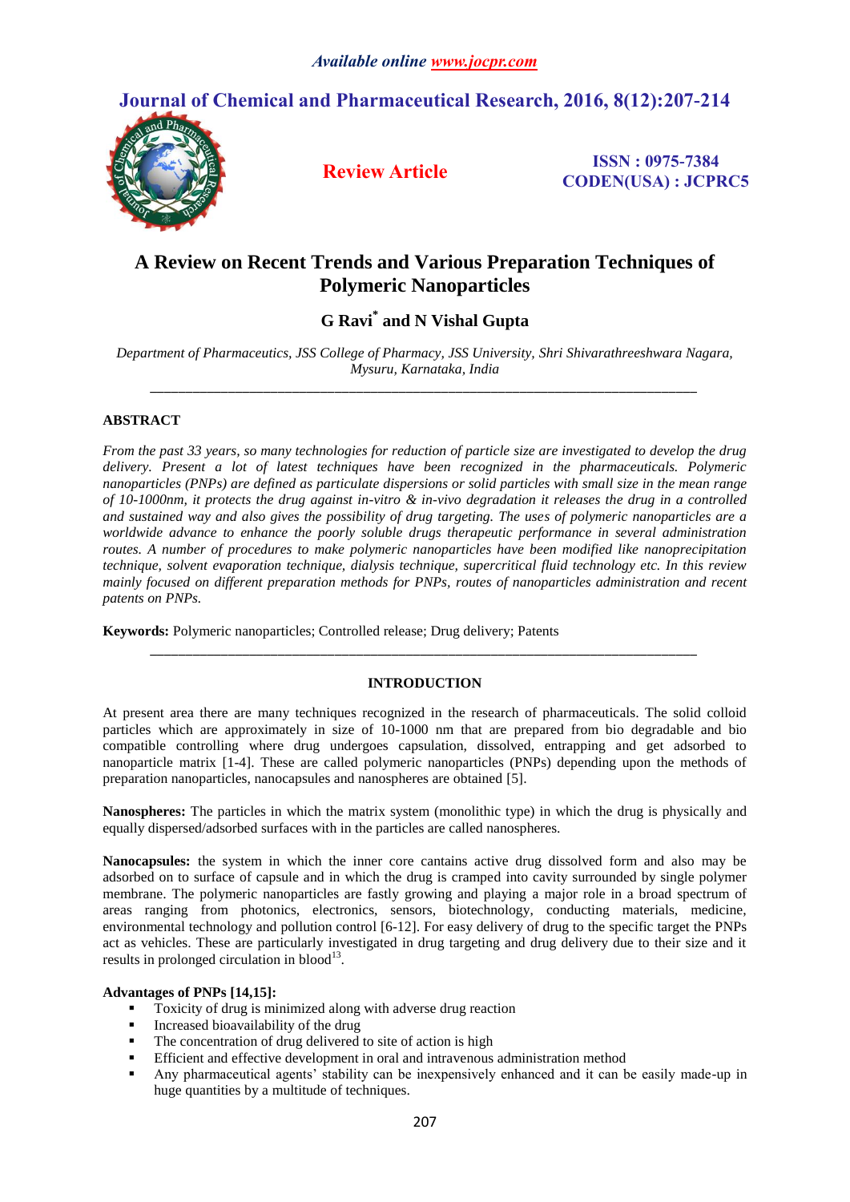*Available online www.jocpr.com*

# Journal of Chemical and Pharmaceutical Research, 2016, 8(12):207-214

**Review Article**

**ISSN : 0975-7384**
**CODEN(USA) : JCPRC5**

# A Review on Recent Trends and Various Preparation Techniques of Polymeric Nanoparticles

## G Ravi* and N Vishal Gupta

*Department of Pharmaceutics, JSS College of Pharmacy, JSS University, Shri Shivarathreeshwara Nagara, Mysuru, Karnataka, India*

---

## ABSTRACT

*From the past 33 years, so many technologies for reduction of particle size are investigated to develop the drug delivery. Present a lot of latest techniques have been recognized in the pharmaceuticals. Polymeric nanoparticles (PNPs) are defined as particulate dispersions or solid particles with small size in the mean range of 10-1000nm, it protects the drug against in-vitro & in-vivo degradation it releases the drug in a controlled and sustained way and also gives the possibility of drug targeting. The uses of polymeric nanoparticles are a worldwide advance to enhance the poorly soluble drugs therapeutic performance in several administration routes. A number of procedures to make polymeric nanoparticles have been modified like nanoprecipitation technique, solvent evaporation technique, dialysis technique, supercritical fluid technology etc. In this review mainly focused on different preparation methods for PNPs, routes of nanoparticles administration and recent patents on PNPs.*

**Keywords:** Polymeric nanoparticles; Controlled release; Drug delivery; Patents

---

## INTRODUCTION

At present area there are many techniques recognized in the research of pharmaceuticals. The solid colloid particles which are approximately in size of 10-1000 nm that are prepared from bio degradable and bio compatible controlling where drug undergoes capsulation, dissolved, entrapping and get adsorbed to nanoparticle matrix [1-4]. These are called polymeric nanoparticles (PNPs) depending upon the methods of preparation nanoparticles, nanocapsules and nanospheres are obtained [5].

**Nanospheres:** The particles in which the matrix system (monolithic type) in which the drug is physically and equally dispersed/adsorbed surfaces with in the particles are called nanospheres.

**Nanocapsules:** the system in which the inner core cantains active drug dissolved form and also may be adsorbed on to surface of capsule and in which the drug is cramped into cavity surrounded by single polymer membrane. The polymeric nanoparticles are fastly growing and playing a major role in a broad spectrum of areas ranging from photonics, electronics, sensors, biotechnology, conducting materials, medicine, environmental technology and pollution control [6-12]. For easy delivery of drug to the specific target the PNPs act as vehicles. These are particularly investigated in drug targeting and drug delivery due to their size and it results in prolonged circulation in blood[13].

**Advantages of PNPs [14,15]:**

- Toxicity of drug is minimized along with adverse drug reaction
- Increased bioavailability of the drug
- The concentration of drug delivered to site of action is high
- Efficient and effective development in oral and intravenous administration method
- Any pharmaceutical agents' stability can be inexpensively enhanced and it can be easily made-up in huge quantities by a multitude of techniques.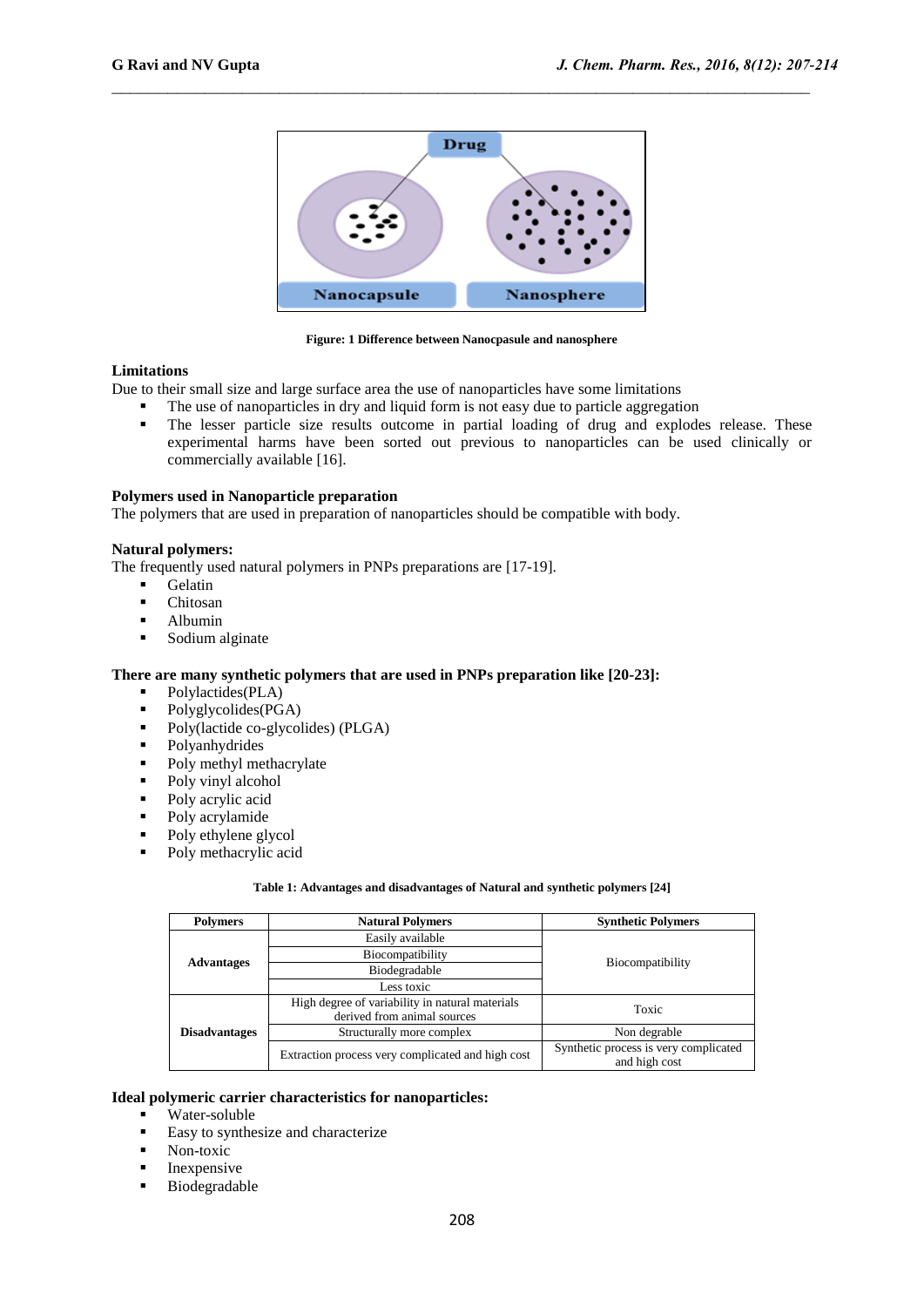Figure: 1 Difference between Nanocpasule and nanosphere

## Limitations

Due to their small size and large surface area the use of nanoparticles have some limitations

- The use of nanoparticles in dry and liquid form is not easy due to particle aggregation
- The lesser particle size results outcome in partial loading of drug and explodes release. These experimental harms have been sorted out previous to nanoparticles can be used clinically or commercially available [16].

## Polymers used in Nanoparticle preparation

The polymers that are used in preparation of nanoparticles should be compatible with body.

### Natural polymers:

The frequently used natural polymers in PNPs preparations are [17-19].

- Gelatin
- Chitosan
- Albumin
- Sodium alginate

### There are many synthetic polymers that are used in PNPs preparation like [20-23]:

- Polylactides(PLA)
- Polyglycolides(PGA)
- Poly(lactide co-glycolides) (PLGA)
- Polyanhydrides
- Poly methyl methacrylate
- Poly vinyl alcohol
- Poly acrylic acid
- Poly acrylamide
- Poly ethylene glycol
- Poly methacrylic acid

**Table 1: Advantages and disadvantages of Natural and synthetic polymers [24]**

| Polymers | Natural Polymers | Synthetic Polymers |
|---|---|---|
| Advantages | Easily available | Biocompatibility |
| | Biocompatibility | |
| | Biodegradable | |
| | Less toxic | |
| Disadvantages | High degree of variability in natural materials derived from animal sources | Toxic |
| | Structurally more complex | Non degrable |
| | Extraction process very complicated and high cost | Synthetic process is very complicated and high cost |

### Ideal polymeric carrier characteristics for nanoparticles:

- Water-soluble
- Easy to synthesize and characterize
- Non-toxic
- Inexpensive
- Biodegradable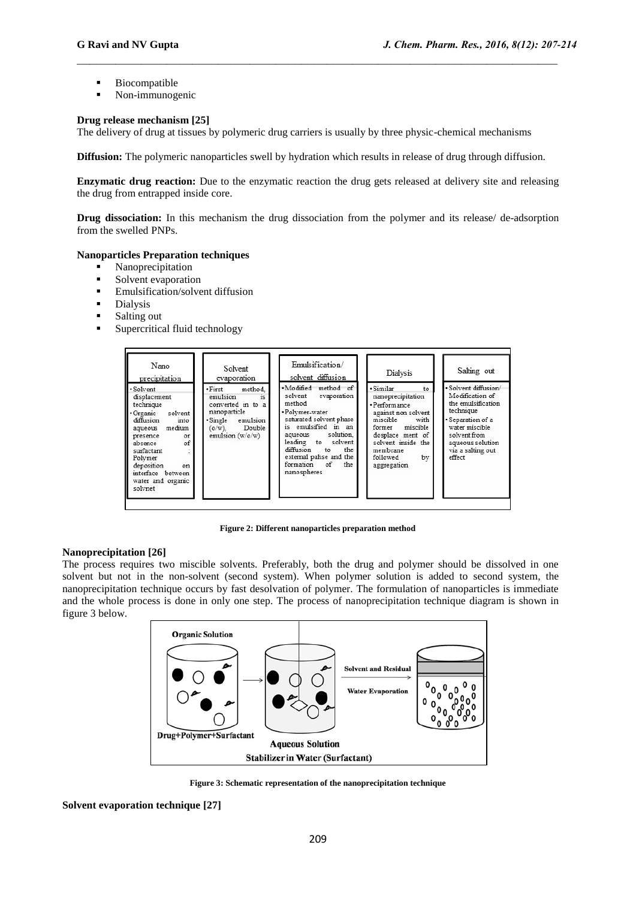- Biocompatible
- Non-immunogenic

**Drug release mechanism [25]**

The delivery of drug at tissues by polymeric drug carriers is usually by three physic-chemical mechanisms

**Diffusion:** The polymeric nanoparticles swell by hydration which results in release of drug through diffusion.

**Enzymatic drug reaction:** Due to the enzymatic reaction the drug gets released at delivery site and releasing the drug from entrapped inside core.

**Drug dissociation:** In this mechanism the drug dissociation from the polymer and its release/ de-adsorption from the swelled PNPs.

**Nanoparticles Preparation techniques**

- Nanoprecipitation
- Solvent evaporation
- Emulsification/solvent diffusion
- Dialysis
- Salting out
- Supercritical fluid technology

| Nano precipitation | Solvent evaporation | Emulsification/ solvent diffusion | Dialysis | Salting out |
|---|---|---|---|---|
| • Solvent displacement technique<br>• Organic solvent diffusion into aqueous medium presence or absence of surfactant : Polymer deposition on interface between water and organic solvnet | • First method, emulsion is converted in to a nanoparticle<br>• Single emulsion (o/w), Double emulsion (w/o/w) | • Modified method of solvent evaporation method<br>• Polymer-water saturated solvent phase is emulsified in an aqueous solution, leading to solvent diffusion to the external pahse and the formation of the nanospheres | • Similar to nanoprecipitation<br>• Performance against non solvent miscible with former miscible desplace ment of solvent inside the membrane followed by aggregation | • Solvent diffusion/ Modification of the emulsification technique<br>• Separation of a water miscible solvent from aqueous solution via a salting out effect |

**Figure 2: Different nanoparticles preparation method**

**Nanoprecipitation [26]**

The process requires two miscible solvents. Preferably, both the drug and polymer should be dissolved in one solvent but not in the non-solvent (second system). When polymer solution is added to second system, the nanoprecipitation technique occurs by fast desolvation of polymer. The formulation of nanoparticles is immediate and the whole process is done in only one step. The process of nanoprecipitation technique diagram is shown in figure 3 below.

Organic Solution | Drug+Polymer+Surfactant | Aqueous Solution | Stabilizer in Water (Surfactant) | Solvent and Residual Water Evaporation

**Figure 3: Schematic representation of the nanoprecipitation technique**

**Solvent evaporation technique [27]**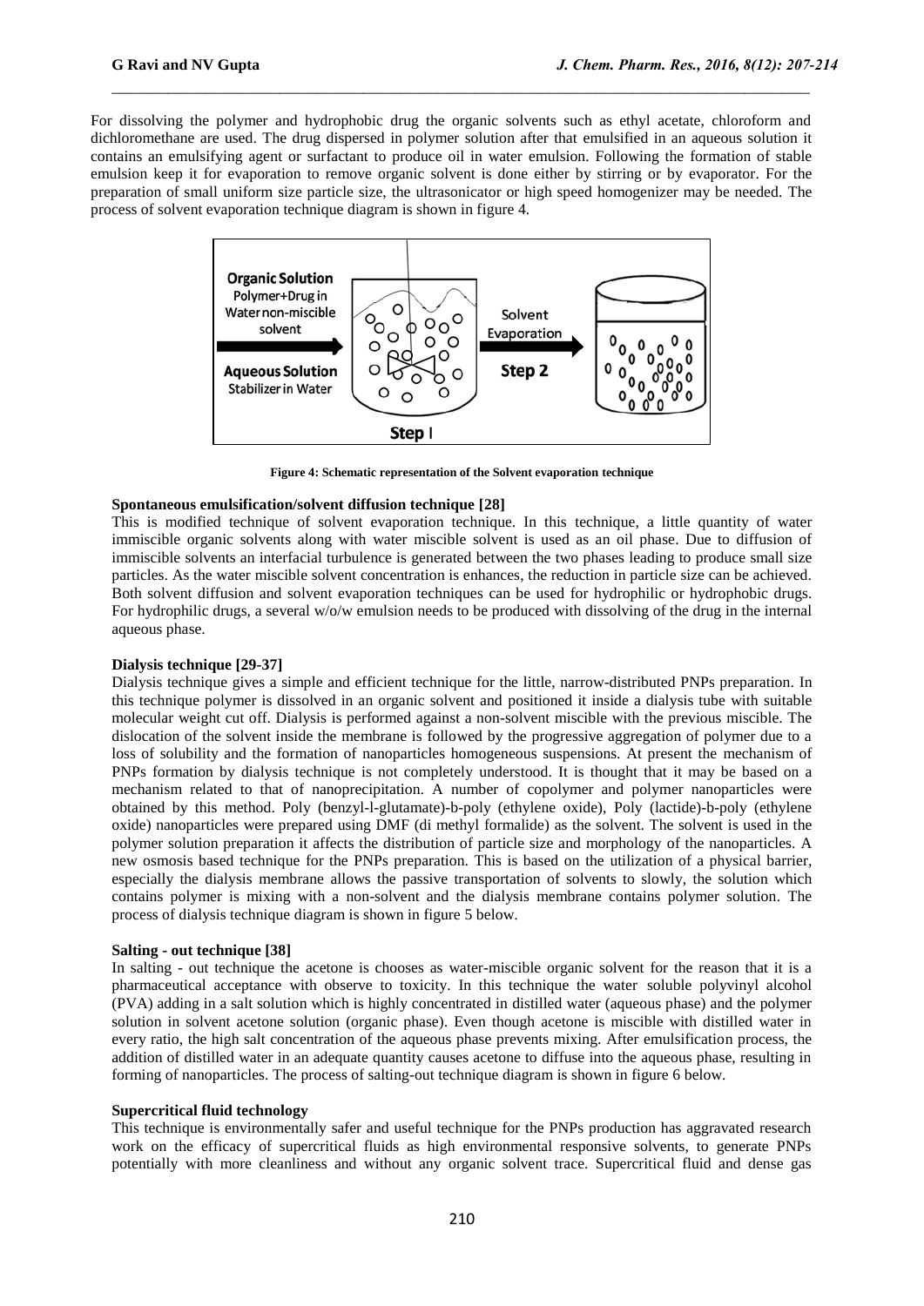For dissolving the polymer and hydrophobic drug the organic solvents such as ethyl acetate, chloroform and dichloromethane are used. The drug dispersed in polymer solution after that emulsified in an aqueous solution it contains an emulsifying agent or surfactant to produce oil in water emulsion. Following the formation of stable emulsion keep it for evaporation to remove organic solvent is done either by stirring or by evaporator. For the preparation of small uniform size particle size, the ultrasonicator or high speed homogenizer may be needed. The process of solvent evaporation technique diagram is shown in figure 4.

**Figure 4: Schematic representation of the Solvent evaporation technique**

**Spontaneous emulsification/solvent diffusion technique [28]**

This is modified technique of solvent evaporation technique. In this technique, a little quantity of water immiscible organic solvents along with water miscible solvent is used as an oil phase. Due to diffusion of immiscible solvents an interfacial turbulence is generated between the two phases leading to produce small size particles. As the water miscible solvent concentration is enhances, the reduction in particle size can be achieved. Both solvent diffusion and solvent evaporation techniques can be used for hydrophilic or hydrophobic drugs. For hydrophilic drugs, a several w/o/w emulsion needs to be produced with dissolving of the drug in the internal aqueous phase.

**Dialysis technique [29-37]**

Dialysis technique gives a simple and efficient technique for the little, narrow-distributed PNPs preparation. In this technique polymer is dissolved in an organic solvent and positioned it inside a dialysis tube with suitable molecular weight cut off. Dialysis is performed against a non-solvent miscible with the previous miscible. The dislocation of the solvent inside the membrane is followed by the progressive aggregation of polymer due to a loss of solubility and the formation of nanoparticles homogeneous suspensions. At present the mechanism of PNPs formation by dialysis technique is not completely understood. It is thought that it may be based on a mechanism related to that of nanoprecipitation. A number of copolymer and polymer nanoparticles were obtained by this method. Poly (benzyl-l-glutamate)-b-poly (ethylene oxide), Poly (lactide)-b-poly (ethylene oxide) nanoparticles were prepared using DMF (di methyl formalide) as the solvent. The solvent is used in the polymer solution preparation it affects the distribution of particle size and morphology of the nanoparticles. A new osmosis based technique for the PNPs preparation. This is based on the utilization of a physical barrier, especially the dialysis membrane allows the passive transportation of solvents to slowly, the solution which contains polymer is mixing with a non-solvent and the dialysis membrane contains polymer solution. The process of dialysis technique diagram is shown in figure 5 below.

**Salting - out technique [38]**

In salting - out technique the acetone is chooses as water-miscible organic solvent for the reason that it is a pharmaceutical acceptance with observe to toxicity. In this technique the water soluble polyvinyl alcohol (PVA) adding in a salt solution which is highly concentrated in distilled water (aqueous phase) and the polymer solution in solvent acetone solution (organic phase). Even though acetone is miscible with distilled water in every ratio, the high salt concentration of the aqueous phase prevents mixing. After emulsification process, the addition of distilled water in an adequate quantity causes acetone to diffuse into the aqueous phase, resulting in forming of nanoparticles. The process of salting-out technique diagram is shown in figure 6 below.

**Supercritical fluid technology**

This technique is environmentally safer and useful technique for the PNPs production has aggravated research work on the efficacy of supercritical fluids as high environmental responsive solvents, to generate PNPs potentially with more cleanliness and without any organic solvent trace. Supercritical fluid and dense gas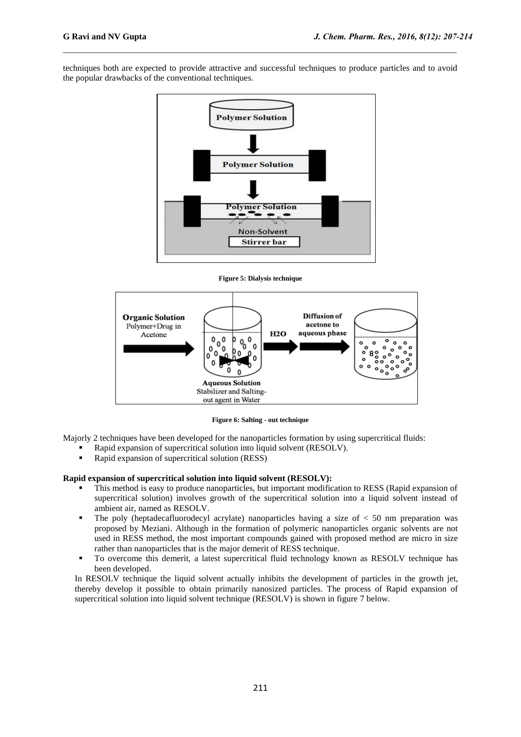techniques both are expected to provide attractive and successful techniques to produce particles and to avoid the popular drawbacks of the conventional techniques.

Figure 5: Dialysis technique

Figure 6: Salting - out technique

Majorly 2 techniques have been developed for the nanoparticles formation by using supercritical fluids:

- Rapid expansion of supercritical solution into liquid solvent (RESOLV).
- Rapid expansion of supercritical solution (RESS)

**Rapid expansion of supercritical solution into liquid solvent (RESOLV):**

- This method is easy to produce nanoparticles, but important modification to RESS (Rapid expansion of supercritical solution) involves growth of the supercritical solution into a liquid solvent instead of ambient air, named as RESOLV.
- The poly (heptadecafluorodecyl acrylate) nanoparticles having a size of < 50 nm preparation was proposed by Meziani. Although in the formation of polymeric nanoparticles organic solvents are not used in RESS method, the most important compounds gained with proposed method are micro in size rather than nanoparticles that is the major demerit of RESS technique.
- To overcome this demerit, a latest supercritical fluid technology known as RESOLV technique has been developed.

In RESOLV technique the liquid solvent actually inhibits the development of particles in the growth jet, thereby develop it possible to obtain primarily nanosized particles. The process of Rapid expansion of supercritical solution into liquid solvent technique (RESOLV) is shown in figure 7 below.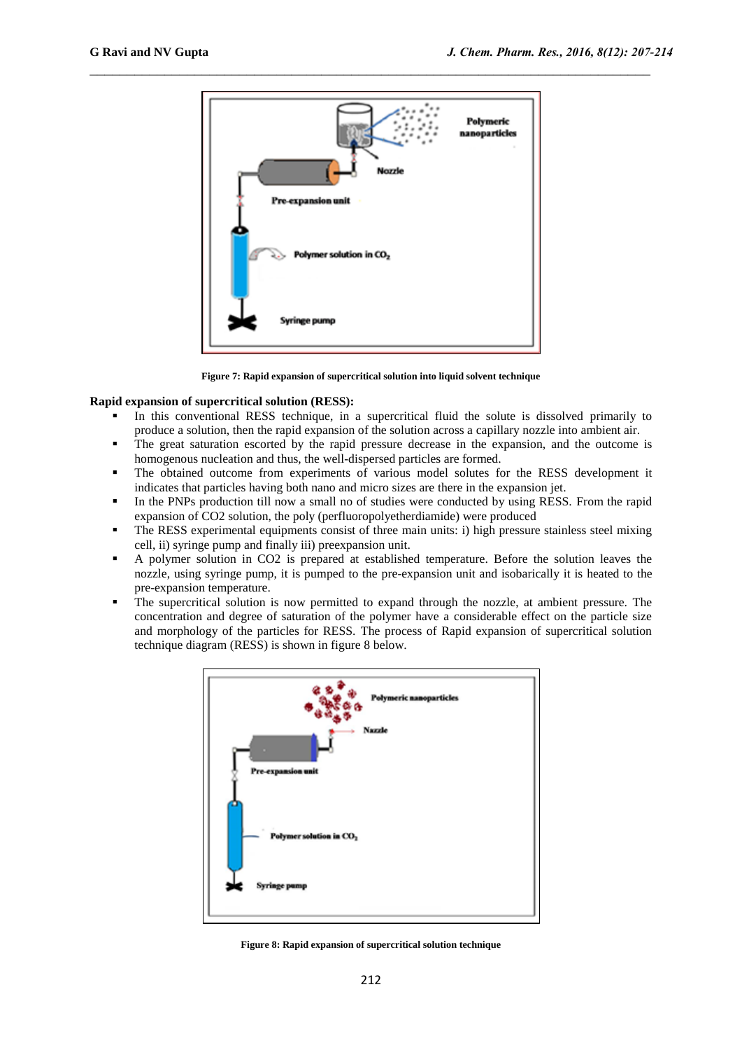Figure 7: Rapid expansion of supercritical solution into liquid solvent technique

**Rapid expansion of supercritical solution (RESS):**

- In this conventional RESS technique, in a supercritical fluid the solute is dissolved primarily to produce a solution, then the rapid expansion of the solution across a capillary nozzle into ambient air.
- The great saturation escorted by the rapid pressure decrease in the expansion, and the outcome is homogenous nucleation and thus, the well-dispersed particles are formed.
- The obtained outcome from experiments of various model solutes for the RESS development it indicates that particles having both nano and micro sizes are there in the expansion jet.
- In the PNPs production till now a small no of studies were conducted by using RESS. From the rapid expansion of CO2 solution, the poly (perfluoropolyetherdiamide) were produced
- The RESS experimental equipments consist of three main units: i) high pressure stainless steel mixing cell, ii) syringe pump and finally iii) preexpansion unit.
- A polymer solution in CO2 is prepared at established temperature. Before the solution leaves the nozzle, using syringe pump, it is pumped to the pre-expansion unit and isobarically it is heated to the pre-expansion temperature.
- The supercritical solution is now permitted to expand through the nozzle, at ambient pressure. The concentration and degree of saturation of the polymer have a considerable effect on the particle size and morphology of the particles for RESS. The process of Rapid expansion of supercritical solution technique diagram (RESS) is shown in figure 8 below.

Figure 8: Rapid expansion of supercritical solution technique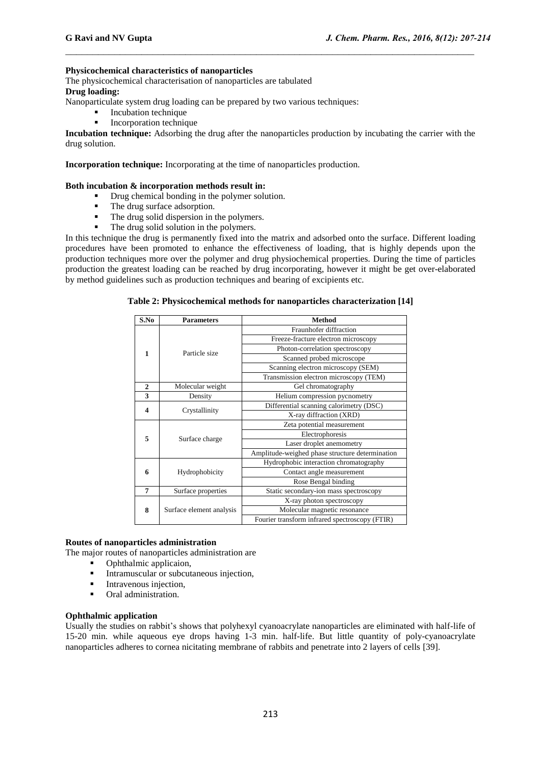**Physicochemical characteristics of nanoparticles**

The physicochemical characterisation of nanoparticles are tabulated

**Drug loading:**

Nanoparticulate system drug loading can be prepared by two various techniques:

- Incubation technique
- Incorporation technique

**Incubation technique:** Adsorbing the drug after the nanoparticles production by incubating the carrier with the drug solution.

**Incorporation technique:** Incorporating at the time of nanoparticles production.

**Both incubation & incorporation methods result in:**

- Drug chemical bonding in the polymer solution.
- The drug surface adsorption.
- The drug solid dispersion in the polymers.
- The drug solid solution in the polymers.

In this technique the drug is permanently fixed into the matrix and adsorbed onto the surface. Different loading procedures have been promoted to enhance the effectiveness of loading, that is highly depends upon the production techniques more over the polymer and drug physiochemical properties. During the time of particles production the greatest loading can be reached by drug incorporating, however it might be get over-elaborated by method guidelines such as production techniques and bearing of excipients etc.

**Table 2: Physicochemical methods for nanoparticles characterization [14]**

| S.No | Parameters | Method |
|---|---|---|
| 1 | Particle size | Fraunhofer diffraction |
| | | Freeze-fracture electron microscopy |
| | | Photon-correlation spectroscopy |
| | | Scanned probed microscope |
| | | Scanning electron microscopy (SEM) |
| | | Transmission electron microscopy (TEM) |
| 2 | Molecular weight | Gel chromatography |
| 3 | Density | Helium compression pycnometry |
| 4 | Crystallinity | Differential scanning calorimetry (DSC) |
| | | X-ray diffraction (XRD) |
| 5 | Surface charge | Zeta potential measurement |
| | | Electrophoresis |
| | | Laser droplet anemometry |
| | | Amplitude-weighed phase structure determination |
| 6 | Hydrophobicity | Hydrophobic interaction chromatography |
| | | Contact angle measurement |
| | | Rose Bengal binding |
| 7 | Surface properties | Static secondary-ion mass spectroscopy |
| 8 | Surface element analysis | X-ray photon spectroscopy |
| | | Molecular magnetic resonance |
| | | Fourier transform infrared spectroscopy (FTIR) |

**Routes of nanoparticles administration**

The major routes of nanoparticles administration are

- Ophthalmic applicaion,
- Intramuscular or subcutaneous injection,
- Intravenous injection,
- Oral administration.

**Ophthalmic application**

Usually the studies on rabbit's shows that polyhexyl cyanoacrylate nanoparticles are eliminated with half-life of 15-20 min. while aqueous eye drops having 1-3 min. half-life. But little quantity of poly-cyanoacrylate nanoparticles adheres to cornea nicitating membrane of rabbits and penetrate into 2 layers of cells [39].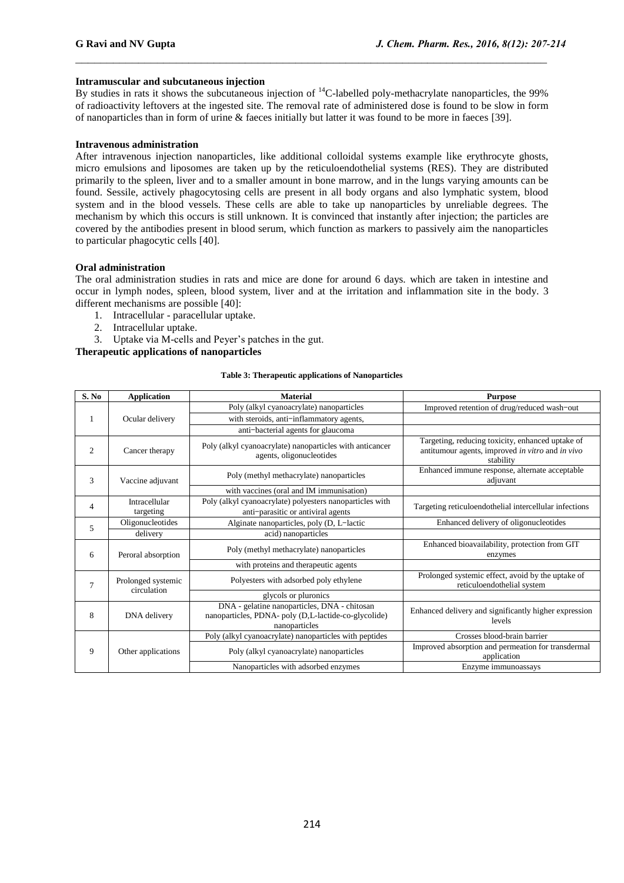#### Intramuscular and subcutaneous injection

By studies in rats it shows the subcutaneous injection of $^{14}C$-labelled poly-methacrylate nanoparticles, the 99% of radioactivity leftovers at the ingested site. The removal rate of administered dose is found to be slow in form of nanoparticles than in form of urine & faeces initially but latter it was found to be more in faeces [39].

#### Intravenous administration

After intravenous injection nanoparticles, like additional colloidal systems example like erythrocyte ghosts, micro emulsions and liposomes are taken up by the reticuloendothelial systems (RES). They are distributed primarily to the spleen, liver and to a smaller amount in bone marrow, and in the lungs varying amounts can be found. Sessile, actively phagocytosing cells are present in all body organs and also lymphatic system, blood system and in the blood vessels. These cells are able to take up nanoparticles by unreliable degrees. The mechanism by which this occurs is still unknown. It is convinced that instantly after injection; the particles are covered by the antibodies present in blood serum, which function as markers to passively aim the nanoparticles to particular phagocytic cells [40].

#### Oral administration

The oral administration studies in rats and mice are done for around 6 days. which are taken in intestine and occur in lymph nodes, spleen, blood system, liver and at the irritation and inflammation site in the body. 3 different mechanisms are possible [40]:

1. Intracellular - paracellular uptake.
2. Intracellular uptake.
3. Uptake via M-cells and Peyer's patches in the gut.

#### Therapeutic applications of nanoparticles

**Table 3: Therapeutic applications of Nanoparticles**

| S. No | Application | Material | Purpose |
|---|---|---|---|
| 1 | Ocular delivery | Poly (alkyl cyanoacrylate) nanoparticles | Improved retention of drug/reduced wash−out |
| | | with steroids, anti−inflammatory agents, | |
| | | anti−bacterial agents for glaucoma | |
| 2 | Cancer therapy | Poly (alkyl cyanoacrylate) nanoparticles with anticancer agents, oligonucleotides | Targeting, reducing toxicity, enhanced uptake of antitumour agents, improved *in vitro* and *in vivo* stability |
| 3 | Vaccine adjuvant | Poly (methyl methacrylate) nanoparticles | Enhanced immune response, alternate acceptable adjuvant |
| | | with vaccines (oral and IM immunisation) | |
| 4 | Intracellular targeting | Poly (alkyl cyanoacrylate) polyesters nanoparticles with anti−parasitic or antiviral agents | Targeting reticuloendothelial intercellular infections |
| 5 | Oligonucleotides | Alginate nanoparticles, poly (D, L−lactic | Enhanced delivery of oligonucleotides |
| | delivery | acid) nanoparticles | |
| 6 | Peroral absorption | Poly (methyl methacrylate) nanoparticles | Enhanced bioavailability, protection from GIT enzymes |
| | | with proteins and therapeutic agents | |
| 7 | Prolonged systemic circulation | Polyesters with adsorbed poly ethylene | Prolonged systemic effect, avoid by the uptake of reticuloendothelial system |
| | | glycols or pluronics | |
| 8 | DNA delivery | DNA - gelatine nanoparticles, DNA - chitosan nanoparticles, PDNA- poly (D,L-lactide-co-glycolide) nanoparticles | Enhanced delivery and significantly higher expression levels |
| 9 | Other applications | Poly (alkyl cyanoacrylate) nanoparticles with peptides | Crosses blood-brain barrier |
| | | Poly (alkyl cyanoacrylate) nanoparticles | Improved absorption and permeation for transdermal application |
| | | Nanoparticles with adsorbed enzymes | Enzyme immunoassays |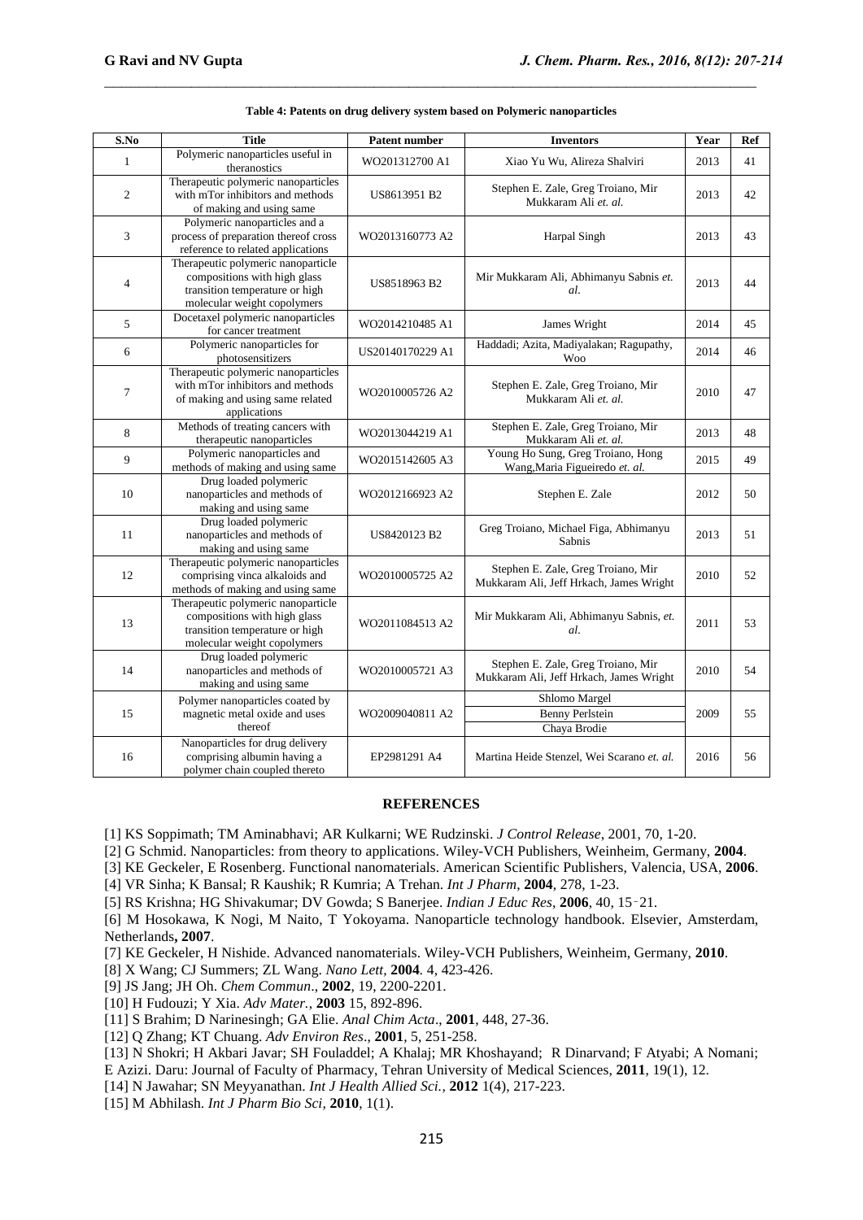**Table 4: Patents on drug delivery system based on Polymeric nanoparticles**

| S.No | Title | Patent number | Inventors | Year | Ref |
|---|---|---|---|---|---|
| 1 | Polymeric nanoparticles useful in theranostics | WO201312700 A1 | Xiao Yu Wu, Alireza Shalviri | 2013 | 41 |
| 2 | Therapeutic polymeric nanoparticles with mTor inhibitors and methods of making and using same | US8613951 B2 | Stephen E. Zale, Greg Troiano, Mir Mukkaram Ali *et. al.* | 2013 | 42 |
| 3 | Polymeric nanoparticles and a process of preparation thereof cross reference to related applications | WO2013160773 A2 | Harpal Singh | 2013 | 43 |
| 4 | Therapeutic polymeric nanoparticle compositions with high glass transition temperature or high molecular weight copolymers | US8518963 B2 | Mir Mukkaram Ali, Abhimanyu Sabnis *et. al.* | 2013 | 44 |
| 5 | Docetaxel polymeric nanoparticles for cancer treatment | WO2014210485 A1 | James Wright | 2014 | 45 |
| 6 | Polymeric nanoparticles for photosensitizers | US20140170229 A1 | Haddadi; Azita, Madiyalakan; Ragupathy, Woo | 2014 | 46 |
| 7 | Therapeutic polymeric nanoparticles with mTor inhibitors and methods of making and using same related applications | WO2010005726 A2 | Stephen E. Zale, Greg Troiano, Mir Mukkaram Ali *et. al.* | 2010 | 47 |
| 8 | Methods of treating cancers with therapeutic nanoparticles | WO2013044219 A1 | Stephen E. Zale, Greg Troiano, Mir Mukkaram Ali *et. al.* | 2013 | 48 |
| 9 | Polymeric nanoparticles and methods of making and using same | WO2015142605 A3 | Young Ho Sung, Greg Troiano, Hong Wang,Maria Figueiredo *et. al.* | 2015 | 49 |
| 10 | Drug loaded polymeric nanoparticles and methods of making and using same | WO2012166923 A2 | Stephen E. Zale | 2012 | 50 |
| 11 | Drug loaded polymeric nanoparticles and methods of making and using same | US8420123 B2 | Greg Troiano, Michael Figa, Abhimanyu Sabnis | 2013 | 51 |
| 12 | Therapeutic polymeric nanoparticles comprising vinca alkaloids and methods of making and using same | WO2010005725 A2 | Stephen E. Zale, Greg Troiano, Mir Mukkaram Ali, Jeff Hrkach, James Wright | 2010 | 52 |
| 13 | Therapeutic polymeric nanoparticle compositions with high glass transition temperature or high molecular weight copolymers | WO2011084513 A2 | Mir Mukkaram Ali, Abhimanyu Sabnis, *et. al.* | 2011 | 53 |
| 14 | Drug loaded polymeric nanoparticles and methods of making and using same | WO2010005721 A3 | Stephen E. Zale, Greg Troiano, Mir Mukkaram Ali, Jeff Hrkach, James Wright | 2010 | 54 |
| 15 | Polymer nanoparticles coated by magnetic metal oxide and uses thereof | WO2009040811 A2 | Shlomo Margel, Benny Perlstein, Chaya Brodie | 2009 | 55 |
| 16 | Nanoparticles for drug delivery comprising albumin having a polymer chain coupled thereto | EP2981291 A4 | Martina Heide Stenzel, Wei Scarano *et. al.* | 2016 | 56 |

## REFERENCES

[1] KS Soppimath; TM Aminabhavi; AR Kulkarni; WE Rudzinski. *J Control Release*, 2001, 70, 1-20.

[2] G Schmid. Nanoparticles: from theory to applications. Wiley-VCH Publishers, Weinheim, Germany, **2004**.

[3] KE Geckeler, E Rosenberg. Functional nanomaterials. American Scientific Publishers, Valencia, USA, **2006**.

[4] VR Sinha; K Bansal; R Kaushik; R Kumria; A Trehan. *Int J Pharm*, **2004**, 278, 1-23.

[5] RS Krishna; HG Shivakumar; DV Gowda; S Banerjee. *Indian J Educ Res*, **2006**, 40, 15‑21.

[6] M Hosokawa, K Nogi, M Naito, T Yokoyama. Nanoparticle technology handbook. Elsevier, Amsterdam, Netherlands**, 2007**.

[7] KE Geckeler, H Nishide. Advanced nanomaterials. Wiley-VCH Publishers, Weinheim, Germany, **2010**.

[8] X Wang; CJ Summers; ZL Wang. *Nano Lett,* **2004**. 4, 423-426.

[9] JS Jang; JH Oh. *Chem Commun*., **2002**, 19, 2200-2201.

[10] H Fudouzi; Y Xia. *Adv Mater.*, **2003** 15, 892-896.

[11] S Brahim; D Narinesingh; GA Elie. *Anal Chim Acta*., **2001**, 448, 27-36.

[12] Q Zhang; KT Chuang. *Adv Environ Res*., **2001**, 5, 251-258.

[13] N Shokri; H Akbari Javar; SH Fouladdel; A Khalaj; MR Khoshayand; R Dinarvand; F Atyabi; A Nomani; E Azizi. Daru: Journal of Faculty of Pharmacy, Tehran University of Medical Sciences, **2011**, 19(1), 12.

[14] N Jawahar; SN Meyyanathan. *Int J Health Allied Sci.,* **2012** 1(4), 217-223.

[15] M Abhilash. *Int J Pharm Bio Sci,* **2010**, 1(1).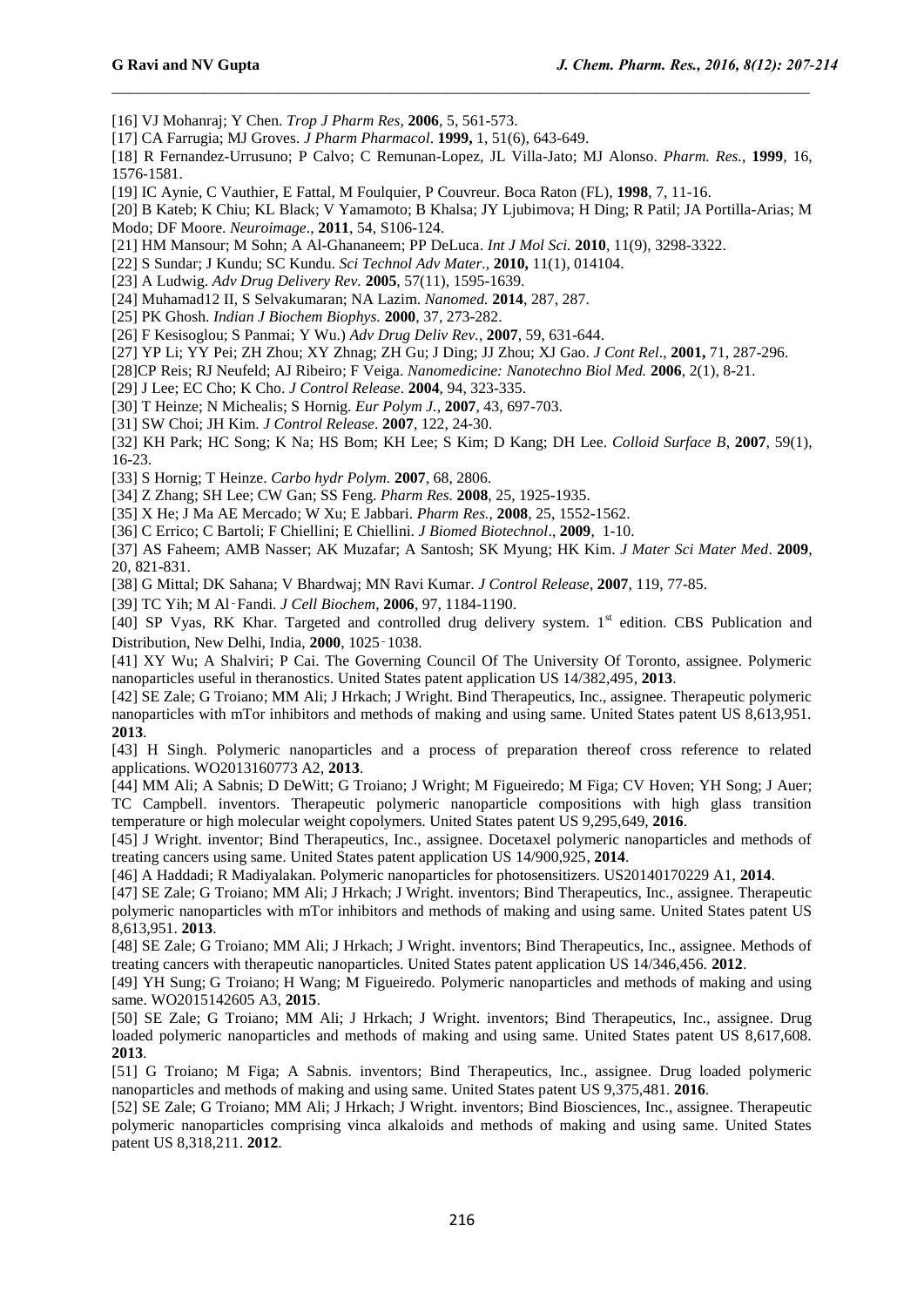[16] VJ Mohanraj; Y Chen. *Trop J Pharm Res,* **2006**, 5, 561-573.

[17] CA Farrugia; MJ Groves. *J Pharm Pharmacol*. **1999,** 1, 51(6), 643-649.

[18] R Fernandez-Urrusuno; P Calvo; C Remunan-Lopez, JL Villa-Jato; MJ Alonso. *Pharm. Res.*, **1999**, 16, 1576-1581.

[19] IC Aynie, C Vauthier, E Fattal, M Foulquier, P Couvreur. Boca Raton (FL), **1998**, 7, 11-16.

[20] B Kateb; K Chiu; KL Black; V Yamamoto; B Khalsa; JY Ljubimova; H Ding; R Patil; JA Portilla-Arias; M Modo; DF Moore. *Neuroimage*., **2011**, 54, S106-124.

[21] HM Mansour; M Sohn; A Al-Ghananeem; PP DeLuca. *Int J Mol Sci.* **2010**, 11(9), 3298-3322.

[22] S Sundar; J Kundu; SC Kundu. *Sci Technol Adv Mater.,* **2010,** 11(1), 014104.

[23] A Ludwig. *Adv Drug Delivery Rev.* **2005**, 57(11), 1595-1639.

[24] Muhamad12 II, S Selvakumaran; NA Lazim. *Nanomed.* **2014**, 287, 287.

[25] PK Ghosh. *Indian J Biochem Biophys.* **2000**, 37, 273-282.

[26] F Kesisoglou; S Panmai; Y Wu.) *Adv Drug Deliv Rev.*, **2007**, 59, 631-644.

[27] YP Li; YY Pei; ZH Zhou; XY Zhnag; ZH Gu; J Ding; JJ Zhou; XJ Gao. *J Cont Rel*., **2001,** 71, 287-296.

[28]CP Reis; RJ Neufeld; AJ Ribeiro; F Veiga. *Nanomedicine: Nanotechno Biol Med.* **2006**, 2(1), 8-21.

[29] J Lee; EC Cho; K Cho. *J Control Release*. **2004**, 94, 323-335.

[30] T Heinze; N Michealis; S Hornig. *Eur Polym J.*, **2007**, 43, 697-703.

[31] SW Choi; JH Kim. *J Control Release*. **2007**, 122, 24-30.

[32] KH Park; HC Song; K Na; HS Bom; KH Lee; S Kim; D Kang; DH Lee. *Colloid Surface B*, **2007**, 59(1), 16-23.

[33] S Hornig; T Heinze. *Carbo hydr Polym.* **2007**, 68, 2806.

[34] Z Zhang; SH Lee; CW Gan; SS Feng. *Pharm Res.* **2008**, 25, 1925-1935.

[35] X He; J Ma AE Mercado; W Xu; E Jabbari. *Pharm Res.*, **2008**, 25, 1552-1562.

[36] C Errico; C Bartoli; F Chiellini; E Chiellini. *J Biomed Biotechnol*., **2009**, 1-10.

[37] AS Faheem; AMB Nasser; AK Muzafar; A Santosh; SK Myung; HK Kim. *J Mater Sci Mater Med*. **2009**, 20, 821-831.

[38] G Mittal; DK Sahana; V Bhardwaj; MN Ravi Kumar. *J Control Release*, **2007**, 119, 77-85.

[39] TC Yih; M Al‑Fandi. *J Cell Biochem*, **2006**, 97, 1184-1190.

[40] SP Vyas, RK Khar. Targeted and controlled drug delivery system. 1st edition. CBS Publication and Distribution, New Delhi, India, **2000**, 1025‑1038.

[41] XY Wu; A Shalviri; P Cai. The Governing Council Of The University Of Toronto, assignee. Polymeric nanoparticles useful in theranostics. United States patent application US 14/382,495, **2013**.

[42] SE Zale; G Troiano; MM Ali; J Hrkach; J Wright. Bind Therapeutics, Inc., assignee. Therapeutic polymeric nanoparticles with mTor inhibitors and methods of making and using same. United States patent US 8,613,951. **2013**.

[43] H Singh. Polymeric nanoparticles and a process of preparation thereof cross reference to related applications. WO2013160773 A2, **2013**.

[44] MM Ali; A Sabnis; D DeWitt; G Troiano; J Wright; M Figueiredo; M Figa; CV Hoven; YH Song; J Auer; TC Campbell. inventors. Therapeutic polymeric nanoparticle compositions with high glass transition temperature or high molecular weight copolymers. United States patent US 9,295,649, **2016**.

[45] J Wright. inventor; Bind Therapeutics, Inc., assignee. Docetaxel polymeric nanoparticles and methods of treating cancers using same. United States patent application US 14/900,925, **2014**.

[46] A Haddadi; R Madiyalakan. Polymeric nanoparticles for photosensitizers. US20140170229 A1, **2014**.

[47] SE Zale; G Troiano; MM Ali; J Hrkach; J Wright. inventors; Bind Therapeutics, Inc., assignee. Therapeutic polymeric nanoparticles with mTor inhibitors and methods of making and using same. United States patent US 8,613,951. **2013**.

[48] SE Zale; G Troiano; MM Ali; J Hrkach; J Wright. inventors; Bind Therapeutics, Inc., assignee. Methods of treating cancers with therapeutic nanoparticles. United States patent application US 14/346,456. **2012**.

[49] YH Sung; G Troiano; H Wang; M Figueiredo. Polymeric nanoparticles and methods of making and using same. WO2015142605 A3, **2015**.

[50] SE Zale; G Troiano; MM Ali; J Hrkach; J Wright. inventors; Bind Therapeutics, Inc., assignee. Drug loaded polymeric nanoparticles and methods of making and using same. United States patent US 8,617,608. **2013**.

[51] G Troiano; M Figa; A Sabnis. inventors; Bind Therapeutics, Inc., assignee. Drug loaded polymeric nanoparticles and methods of making and using same. United States patent US 9,375,481. **2016**.

[52] SE Zale; G Troiano; MM Ali; J Hrkach; J Wright. inventors; Bind Biosciences, Inc., assignee. Therapeutic polymeric nanoparticles comprising vinca alkaloids and methods of making and using same. United States patent US 8,318,211. **2012**.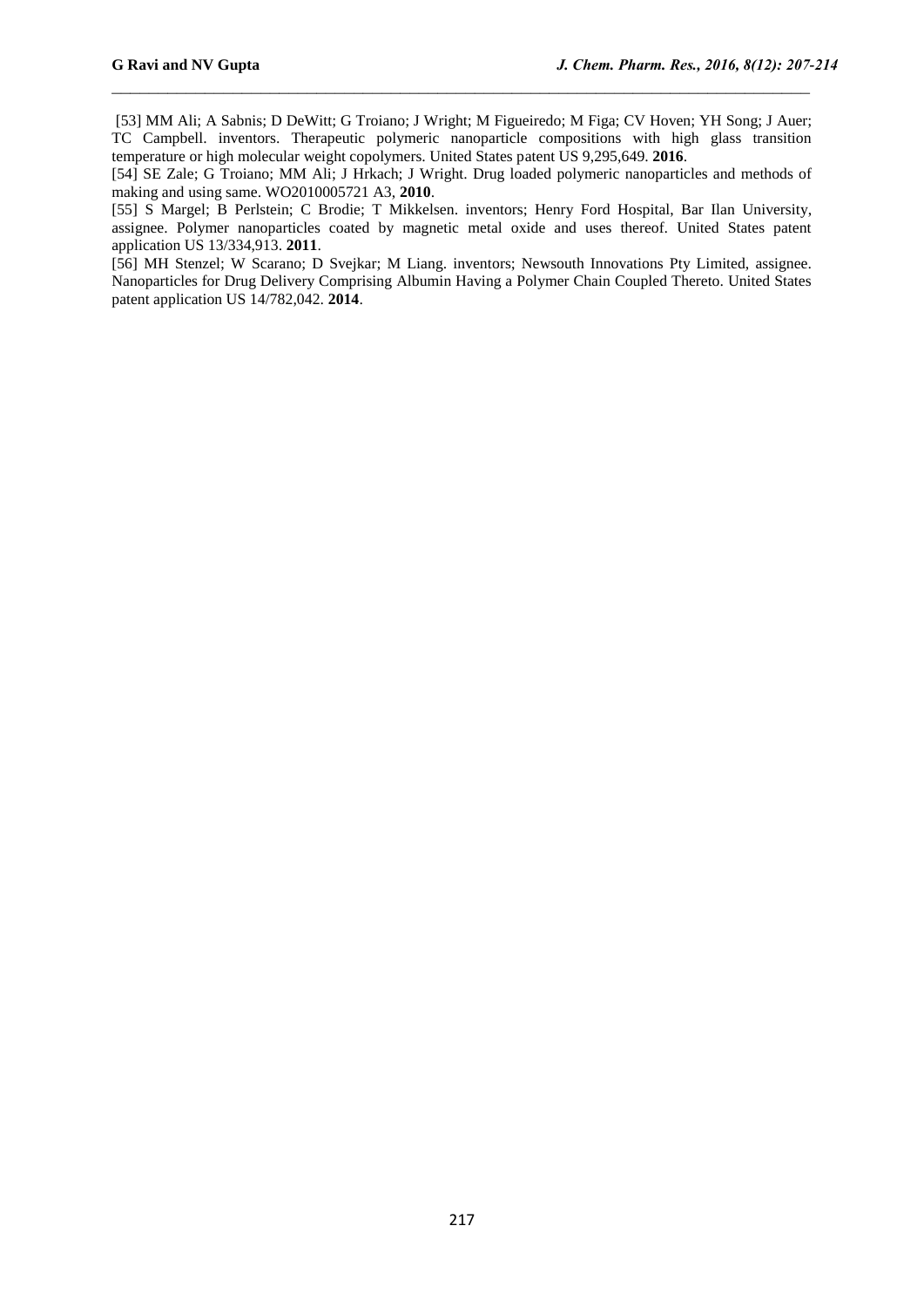[53] MM Ali; A Sabnis; D DeWitt; G Troiano; J Wright; M Figueiredo; M Figa; CV Hoven; YH Song; J Auer; TC Campbell. inventors. Therapeutic polymeric nanoparticle compositions with high glass transition temperature or high molecular weight copolymers. United States patent US 9,295,649. **2016**.

[54] SE Zale; G Troiano; MM Ali; J Hrkach; J Wright. Drug loaded polymeric nanoparticles and methods of making and using same. WO2010005721 A3, **2010**.

[55] S Margel; B Perlstein; C Brodie; T Mikkelsen. inventors; Henry Ford Hospital, Bar Ilan University, assignee. Polymer nanoparticles coated by magnetic metal oxide and uses thereof. United States patent application US 13/334,913. **2011**.

[56] MH Stenzel; W Scarano; D Svejkar; M Liang. inventors; Newsouth Innovations Pty Limited, assignee. Nanoparticles for Drug Delivery Comprising Albumin Having a Polymer Chain Coupled Thereto. United States patent application US 14/782,042. **2014**.